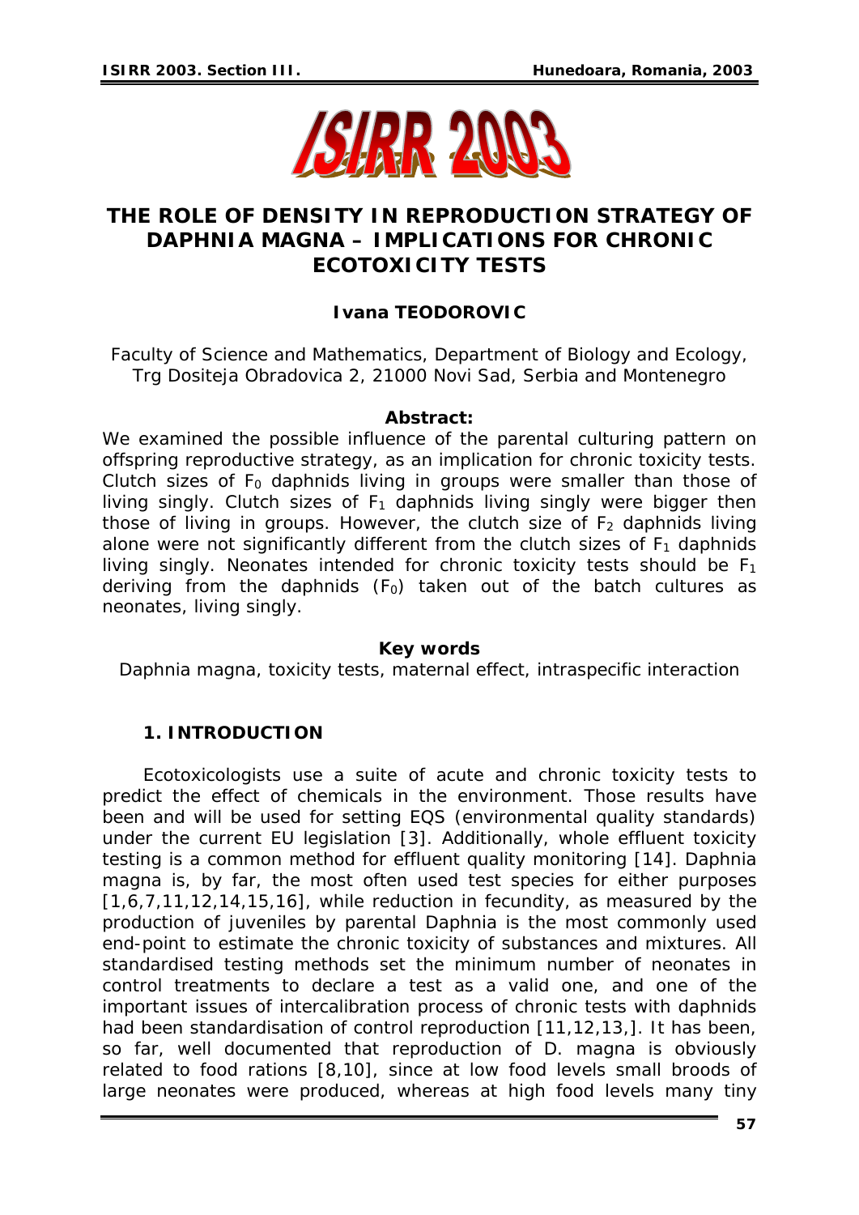# THE ROLE OF DENSITY IN REPRODUCTION STRATEGY OF DAPHNIA MAGNA – IMPLICATIONS FOR CHRONIC ECOTOXICITY TESTS

**Ivana TEODOROVIC**

Faculty of Science and Mathematics, Department of Biology and Ecology, Trg Dositeja Obradovica 2, 21000 Novi Sad, Serbia and Montenegro

**Abstract:**

We examined the possible influence of the parental culturing pattern on offspring reproductive strategy, as an implication for chronic toxicity tests. Clutch sizes of $F_0$ daphnids living in groups were smaller than those of living singly. Clutch sizes of $F_1$ daphnids living singly were bigger then those of living in groups. However, the clutch size of $F_2$ daphnids living alone were not significantly different from the clutch sizes of $F_1$ daphnids living singly. Neonates intended for chronic toxicity tests should be $F_1$ deriving from the daphnids ($F_0$) taken out of the batch cultures as neonates, living singly.

**Key words**

*Daphnia magna, toxicity tests, maternal effect, intraspecific interaction*

## 1. INTRODUCTION

Ecotoxicologists use a suite of acute and chronic toxicity tests to predict the effect of chemicals in the environment. Those results have been and will be used for setting EQS (environmental quality standards) under the current EU legislation [3]. Additionally, whole effluent toxicity testing is a common method for effluent quality monitoring [14]. *Daphnia magna* is, by far, the most often used test species for either purposes [1,6,7,11,12,14,15,16], while reduction in fecundity, as measured by the production of juveniles by parental *Daphnia* is the most commonly used end-point to estimate the chronic toxicity of substances and mixtures. All standardised testing methods set the minimum number of neonates in control treatments to declare a test as a valid one, and one of the important issues of intercalibration process of chronic tests with daphnids had been standardisation of control reproduction [11,12,13,]. It has been, so far, well documented that reproduction of *D. magna* is obviously related to food rations [8,10], since at low food levels small broods of large neonates were produced, whereas at high food levels many tiny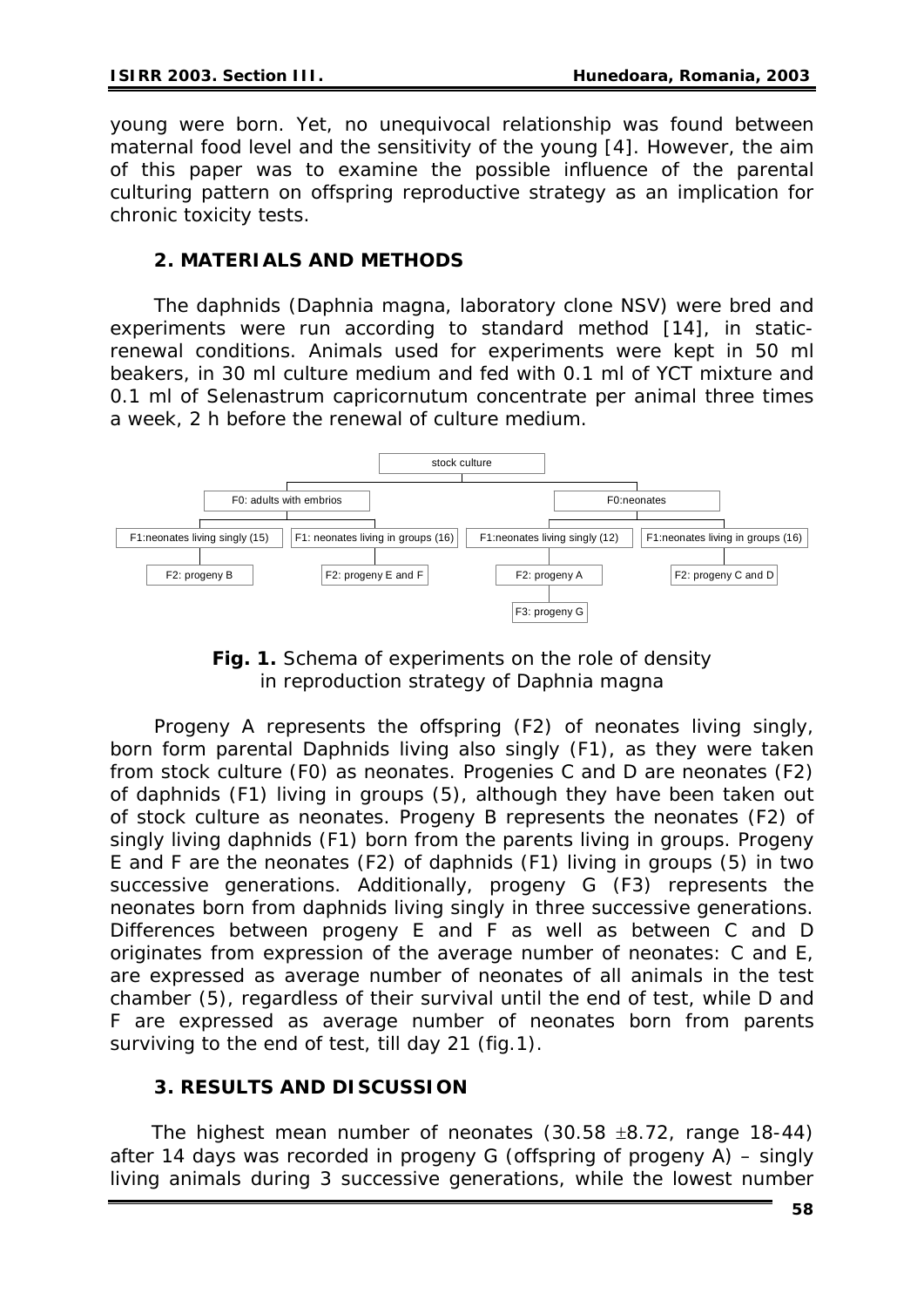young were born. Yet, no unequivocal relationship was found between maternal food level and the sensitivity of the young [4]. However, the aim of this paper was to examine the possible influence of the parental culturing pattern on offspring reproductive strategy as an implication for chronic toxicity tests.

## 2. MATERIALS AND METHODS

The daphnids (*Daphnia magna*, laboratory clone NSV) were bred and experiments were run according to standard method [14], in static-renewal conditions. Animals used for experiments were kept in 50 ml beakers, in 30 ml culture medium and fed with 0.1 ml of YCT mixture and 0.1 ml of *Selenastrum capricornutum* concentrate per animal three times a week, 2 h before the renewal of culture medium.

- stock culture
  - F0: adults with embrios
    - F1:neonates living singly (15)
      - F2: progeny B
    - F1: neonates living in groups (16)
      - F2: progeny E and F
  - F0:neonates
    - F1:neonates living singly (12)
      - F2: progeny A
        - F3: progeny G
    - F1:neonates living in groups (16)
      - F2: progeny C and D

**Fig. 1.** Schema of experiments on the role of density in reproduction strategy of *Daphnia magna*

Progeny A represents the offspring (F2) of neonates living singly, born form parental Daphnids living also singly (F1), as they were taken from stock culture (F0) as neonates. Progenies C and D are neonates (F2) of daphnids (F1) living in groups (5), although they have been taken out of stock culture as neonates. Progeny B represents the neonates (F2) of singly living daphnids (F1) born from the parents living in groups. Progeny E and F are the neonates (F2) of daphnids (F1) living in groups (5) in two successive generations. Additionally, progeny G (F3) represents the neonates born from daphnids living singly in three successive generations. Differences between progeny E and F as well as between C and D originates from expression of the average number of neonates: C and E, are expressed as average number of neonates of all animals in the test chamber (5), regardless of their survival until the end of test, while D and F are expressed as average number of neonates born from parents surviving to the end of test, till day 21 (fig.1).

## 3. RESULTS AND DISCUSSION

The highest mean number of neonates (30.58 ±8.72, range 18-44) after 14 days was recorded in progeny G (offspring of progeny A) – singly living animals during 3 successive generations, while the lowest number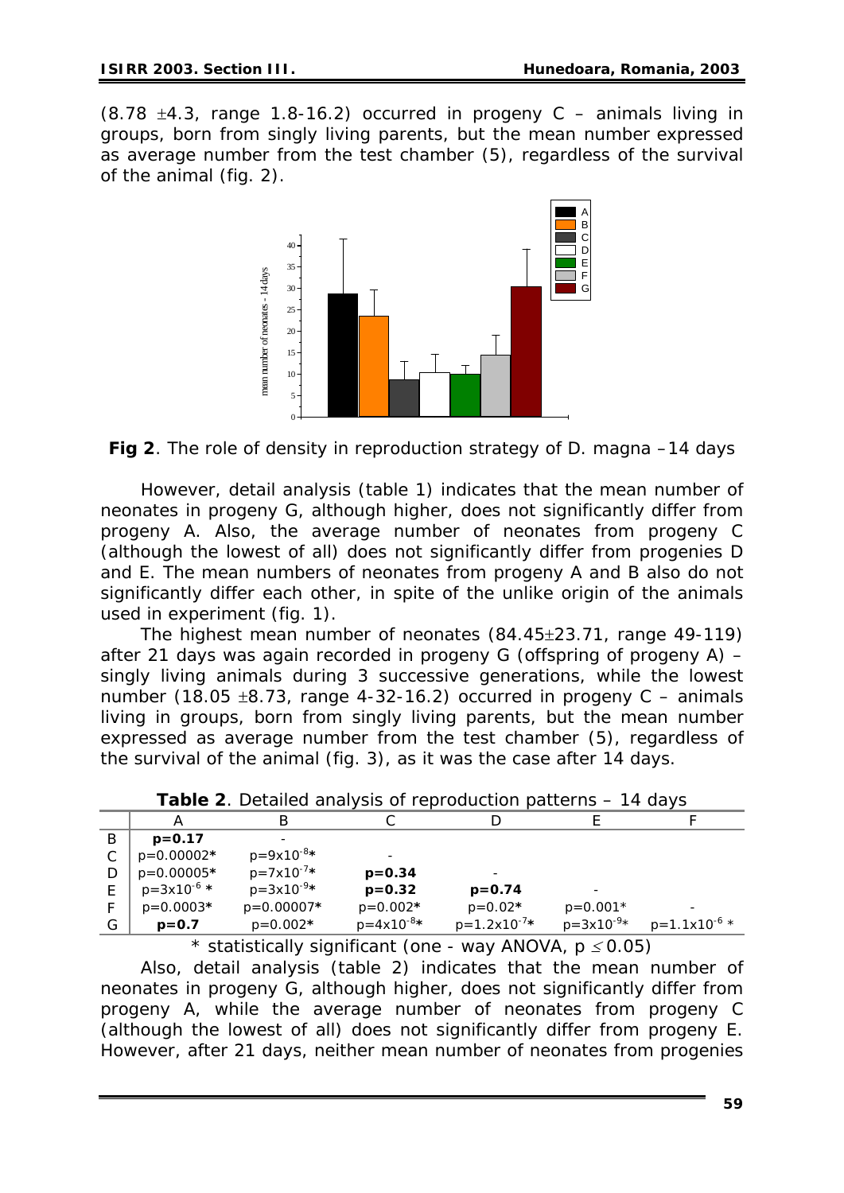(8.78 ±4.3, range 1.8-16.2) occurred in progeny C – animals living in groups, born from singly living parents, but the mean number expressed as average number from the test chamber (5), regardless of the survival of the animal (fig. 2).

**Fig 2**. The role of density in reproduction strategy of D. magna –14 days

However, detail analysis (table 1) indicates that the mean number of neonates in progeny G, although higher, does not significantly differ from progeny A. Also, the average number of neonates from progeny C (although the lowest of all) does not significantly differ from progenies D and E. The mean numbers of neonates from progeny A and B also do not significantly differ each other, in spite of the unlike origin of the animals used in experiment (fig. 1).

The highest mean number of neonates (84.45±23.71, range 49-119) after 21 days was again recorded in progeny G (offspring of progeny A) – singly living animals during 3 successive generations, while the lowest number (18.05 ±8.73, range 4-32-16.2) occurred in progeny C – animals living in groups, born from singly living parents, but the mean number expressed as average number from the test chamber (5), regardless of the survival of the animal (fig. 3), as it was the case after 14 days.

**Table 2**. Detailed analysis of reproduction patterns – 14 days

| | A | B | C | D | E | F |
|---|---|---|---|---|---|---|
| B | **p=0.17** | - | | | | |
| C | p=0.00002* | $p=9\times10^{-8}$* | - | | | |
| D | p=0.00005* | $p=7\times10^{-7}$* | **p=0.34** | - | | |
| E | $p=3\times10^{-6}$ * | $p=3\times10^{-9}$* | **p=0.32** | **p=0.74** | - | |
| F | p=0.0003* | p=0.00007* | p=0.002* | p=0.02* | p=0.001* | - |
| G | **p=0.7** | p=0.002* | $p=4\times10^{-8}$* | $p=1.2\times10^{-7}$* | $p=3\times10^{-9}$* | $p=1.1\times10^{-6}$ * |

\* statistically significant (one - way ANOVA, $p \leq 0.05$)

Also, detail analysis (table 2) indicates that the mean number of neonates in progeny G, although higher, does not significantly differ from progeny A, while the average number of neonates from progeny C (although the lowest of all) does not significantly differ from progeny E. However, after 21 days, neither mean number of neonates from progenies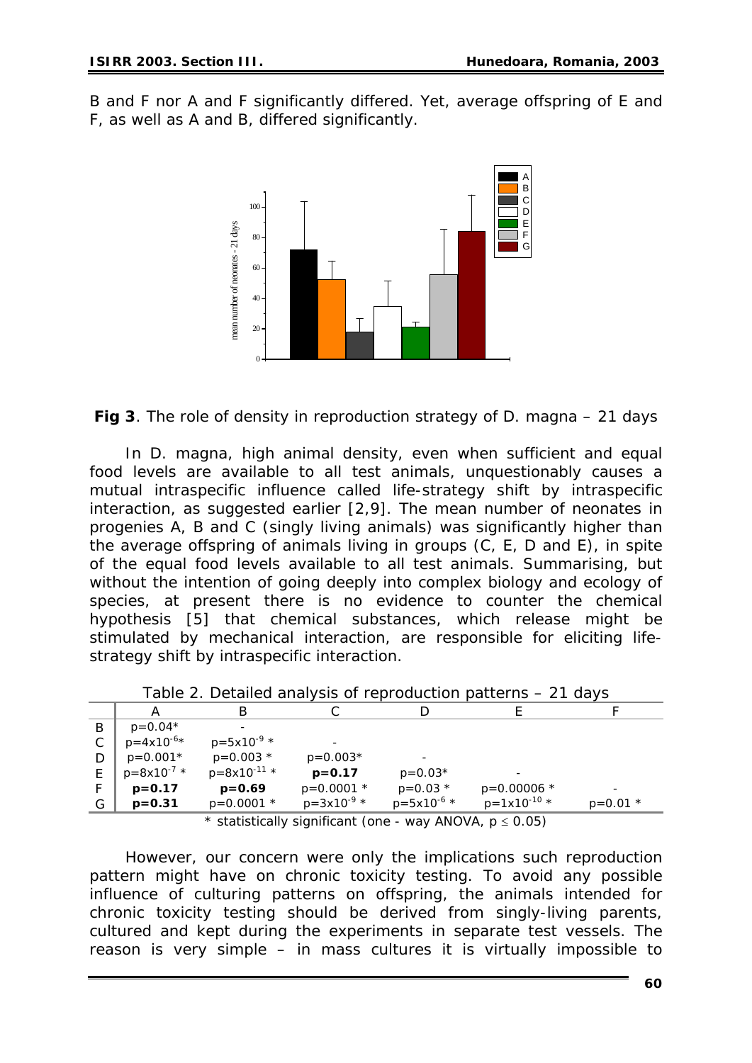B and F nor A and F significantly differed. Yet, average offspring of E and F, as well as A and B, differed significantly.

**Fig 3**. The role of density in reproduction strategy of D. magna – 21 days

In D. magna, high animal density, even when sufficient and equal food levels are available to all test animals, unquestionably causes a mutual intraspecific influence called life-strategy shift by intraspecific interaction, as suggested earlier [2,9]. The mean number of neonates in progenies A, B and C (singly living animals) was significantly higher than the average offspring of animals living in groups (C, E, D and E), in spite of the equal food levels available to all test animals. Summarising, but without the intention of going deeply into complex biology and ecology of species, at present there is no evidence to counter the chemical hypothesis [5] that chemical substances, which release might be stimulated by mechanical interaction, are responsible for eliciting life-strategy shift by intraspecific interaction.

Table 2. Detailed analysis of reproduction patterns – 21 days

| | A | B | C | D | E | F |
|---|---|---|---|---|---|---|
| B | p=0.04* | - | | | | |
| C | $p=4x10^{-6}$* | $p=5x10^{-9}$ * | - | | | |
| D | p=0.001* | p=0.003 * | p=0.003* | - | | |
| E | $p=8x10^{-7}$ * | $p=8x10^{-11}$ * | **p=0.17** | p=0.03* | - | |
| F | **p=0.17** | **p=0.69** | p=0.0001 * | p=0.03 * | p=0.00006 * | - |
| G | **p=0.31** | p=0.0001 * | $p=3x10^{-9}$ * | $p=5x10^{-6}$ * | $p=1x10^{-10}$ * | p=0.01 * |

* statistically significant (one - way ANOVA, $p \leq 0.05$)

However, our concern were only the implications such reproduction pattern might have on chronic toxicity testing. To avoid any possible influence of culturing patterns on offspring, the animals intended for chronic toxicity testing should be derived from singly-living parents, cultured and kept during the experiments in separate test vessels. The reason is very simple – in mass cultures it is virtually impossible to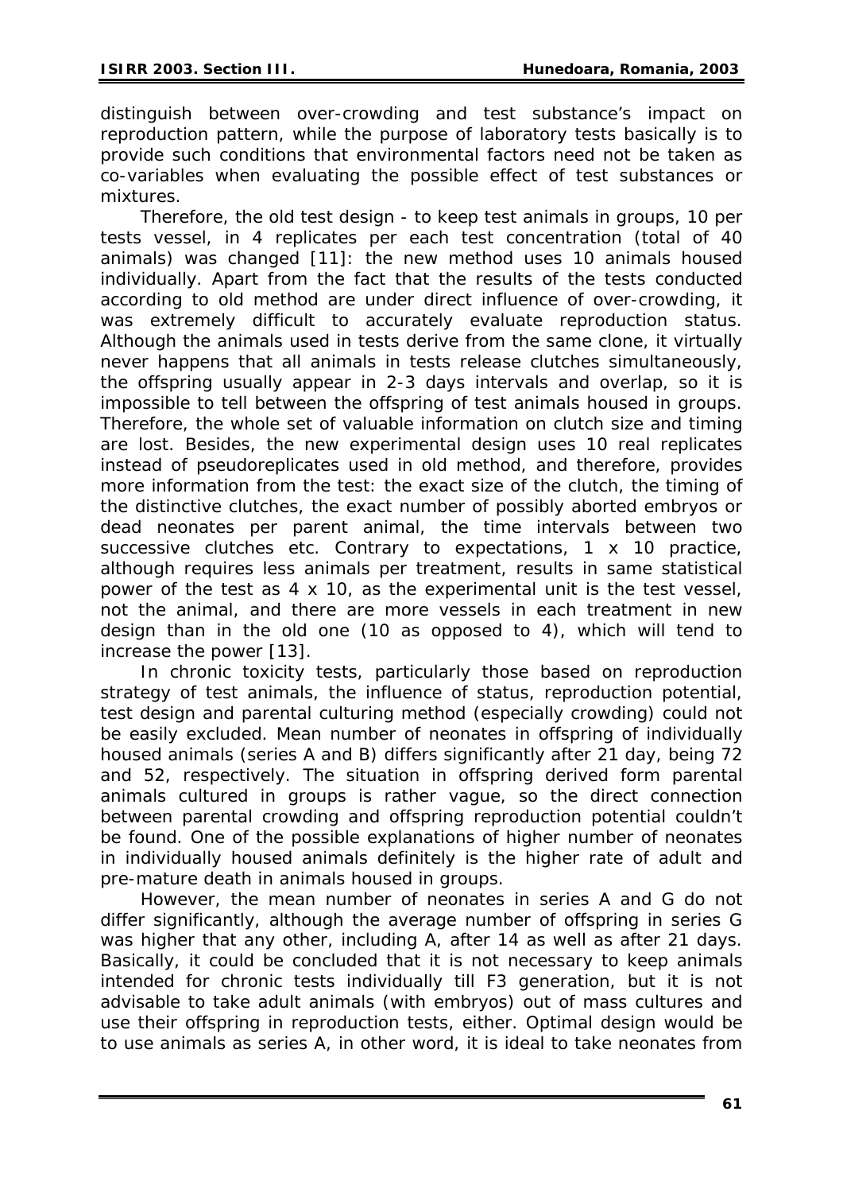distinguish between over-crowding and test substance's impact on reproduction pattern, while the purpose of laboratory tests basically is to provide such conditions that environmental factors need not be taken as co-variables when evaluating the possible effect of test substances or mixtures.

Therefore, the old test design - to keep test animals in groups, 10 per tests vessel, in 4 replicates per each test concentration (total of 40 animals) was changed [11]: the new method uses 10 animals housed individually. Apart from the fact that the results of the tests conducted according to old method are under direct influence of over-crowding, it was extremely difficult to accurately evaluate reproduction status. Although the animals used in tests derive from the same clone, it virtually never happens that all animals in tests release clutches simultaneously, the offspring usually appear in 2-3 days intervals and overlap, so it is impossible to tell between the offspring of test animals housed in groups. Therefore, the whole set of valuable information on clutch size and timing are lost. Besides, the new experimental design uses 10 real replicates instead of pseudoreplicates used in old method, and therefore, provides more information from the test: the exact size of the clutch, the timing of the distinctive clutches, the exact number of possibly aborted embryos or dead neonates per parent animal, the time intervals between two successive clutches etc. Contrary to expectations, 1 x 10 practice, although requires less animals per treatment, results in same statistical power of the test as 4 x 10, as the experimental unit is the test vessel, not the animal, and there are more vessels in each treatment in new design than in the old one (10 as opposed to 4), which will tend to increase the power [13].

In chronic toxicity tests, particularly those based on reproduction strategy of test animals, the influence of status, reproduction potential, test design and parental culturing method (especially crowding) could not be easily excluded. Mean number of neonates in offspring of individually housed animals (series A and B) differs significantly after 21 day, being 72 and 52, respectively. The situation in offspring derived form parental animals cultured in groups is rather vague, so the direct connection between parental crowding and offspring reproduction potential couldn't be found. One of the possible explanations of higher number of neonates in individually housed animals definitely is the higher rate of adult and pre-mature death in animals housed in groups.

However, the mean number of neonates in series A and G do not differ significantly, although the average number of offspring in series G was higher that any other, including A, after 14 as well as after 21 days. Basically, it could be concluded that it is not necessary to keep animals intended for chronic tests individually till F3 generation, but it is not advisable to take adult animals (with embryos) out of mass cultures and use their offspring in reproduction tests, either. Optimal design would be to use animals as series A, in other word, it is ideal to take neonates from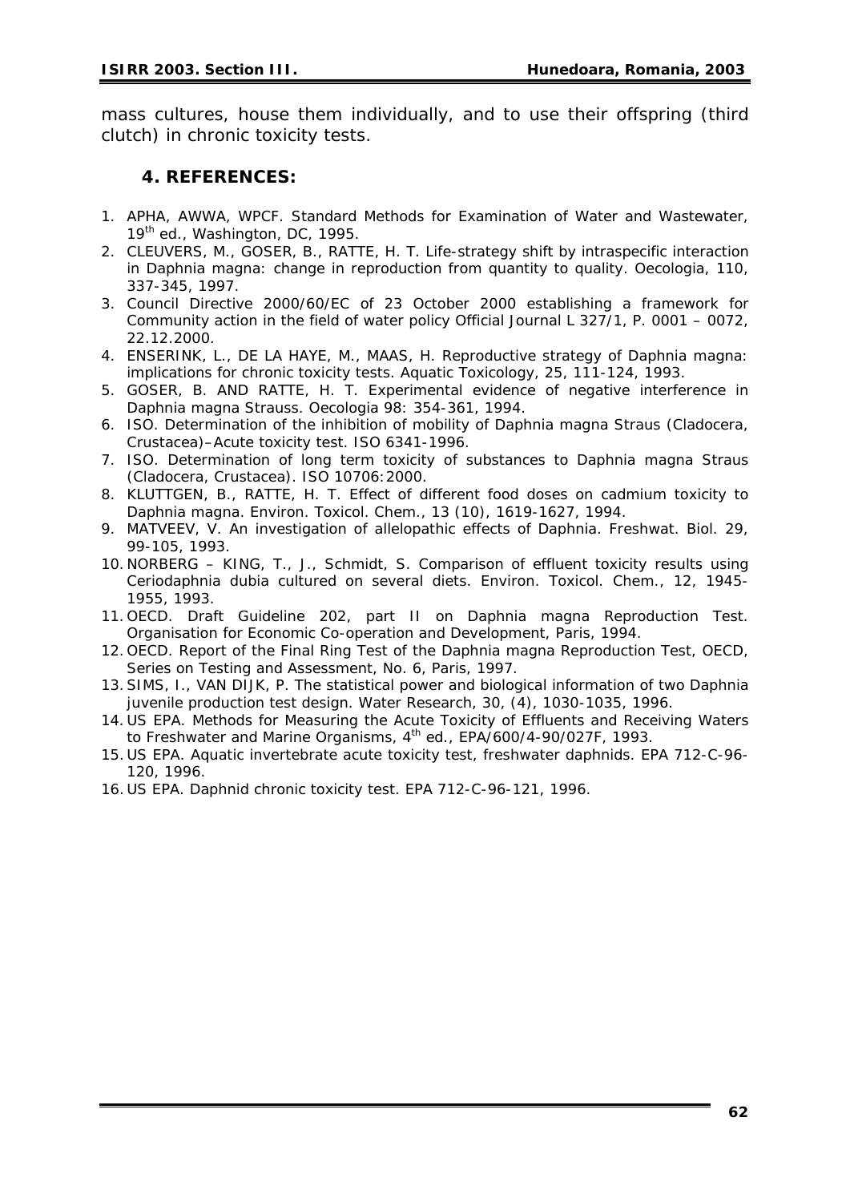mass cultures, house them individually, and to use their offspring (third clutch) in chronic toxicity tests.

## 4. REFERENCES:

1. APHA, AWWA, WPCF. Standard Methods for Examination of Water and Wastewater, 19th ed., Washington, DC, 1995.
2. CLEUVERS, M., GOSER, B., RATTE, H. T. Life-strategy shift by intraspecific interaction in Daphnia magna: change in reproduction from quantity to quality. Oecologia, 110, 337-345, 1997.
3. Council Directive 2000/60/EC of 23 October 2000 establishing a framework for Community action in the field of water policy Official Journal L 327/1, P. 0001 – 0072, 22.12.2000.
4. ENSERINK, L., DE LA HAYE, M., MAAS, H. Reproductive strategy of Daphnia magna: implications for chronic toxicity tests. Aquatic Toxicology, 25, 111-124, 1993.
5. GOSER, B. AND RATTE, H. T. Experimental evidence of negative interference in Daphnia magna Strauss. Oecologia 98: 354-361, 1994.
6. ISO. Determination of the inhibition of mobility of Daphnia magna Straus (Cladocera, Crustacea)–Acute toxicity test. ISO 6341-1996.
7. ISO. Determination of long term toxicity of substances to Daphnia magna Straus (Cladocera, Crustacea). ISO 10706:2000.
8. KLUTTGEN, B., RATTE, H. T. Effect of different food doses on cadmium toxicity to Daphnia magna. Environ. Toxicol. Chem., 13 (10), 1619-1627, 1994.
9. MATVEEV, V. An investigation of allelopathic effects of Daphnia. Freshwat. Biol. 29, 99-105, 1993.
10. NORBERG – KING, T., J., Schmidt, S. Comparison of effluent toxicity results using Ceriodaphnia dubia cultured on several diets. Environ. Toxicol. Chem., 12, 1945-1955, 1993.
11. OECD. Draft Guideline 202, part II on Daphnia magna Reproduction Test. Organisation for Economic Co-operation and Development, Paris, 1994.
12. OECD. Report of the Final Ring Test of the Daphnia magna Reproduction Test, OECD, Series on Testing and Assessment, No. 6, Paris, 1997.
13. SIMS, I., VAN DIJK, P. The statistical power and biological information of two Daphnia juvenile production test design. Water Research, 30, (4), 1030-1035, 1996.
14. US EPA. Methods for Measuring the Acute Toxicity of Effluents and Receiving Waters to Freshwater and Marine Organisms, 4th ed., EPA/600/4-90/027F, 1993.
15. US EPA. Aquatic invertebrate acute toxicity test, freshwater daphnids. EPA 712-C-96-120, 1996.
16. US EPA. Daphnid chronic toxicity test. EPA 712-C-96-121, 1996.